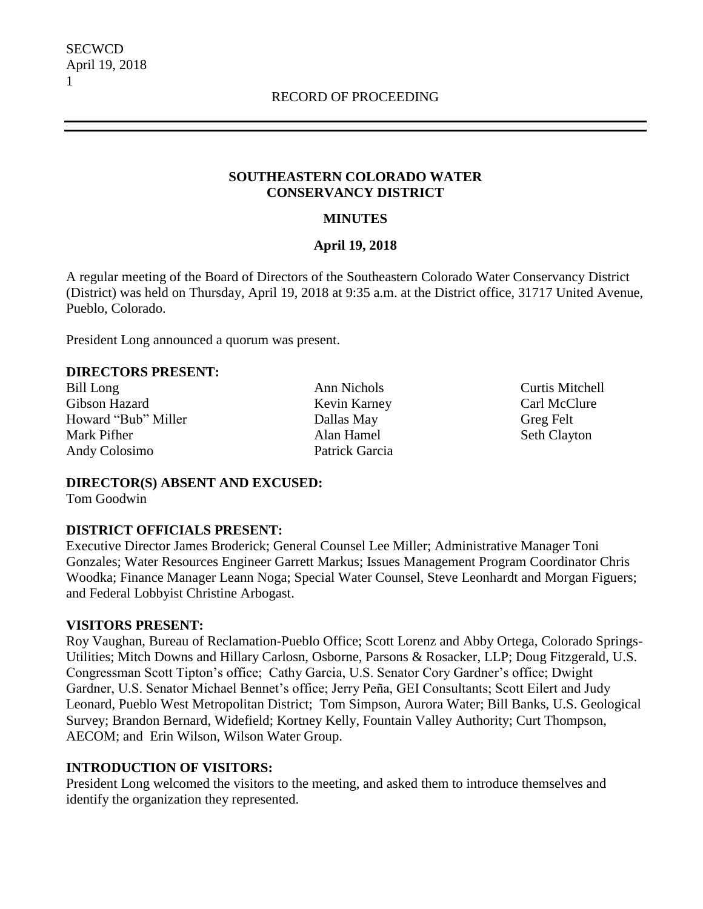RECORD OF PROCEEDING

**SOUTHEASTERN COLORADO WATER CONSERVANCY DISTRICT**

**MINUTES**

**April 19, 2018**

A regular meeting of the Board of Directors of the Southeastern Colorado Water Conservancy District (District) was held on Thursday, April 19, 2018 at 9:35 a.m. at the District office, 31717 United Avenue, Pueblo, Colorado.

President Long announced a quorum was present.

**DIRECTORS PRESENT:**

| | | |
|---|---|---|
| Bill Long | Ann Nichols | Curtis Mitchell |
| Gibson Hazard | Kevin Karney | Carl McClure |
| Howard "Bub" Miller | Dallas May | Greg Felt |
| Mark Pifher | Alan Hamel | Seth Clayton |
| Andy Colosimo | Patrick Garcia | |

**DIRECTOR(S) ABSENT AND EXCUSED:**
Tom Goodwin

**DISTRICT OFFICIALS PRESENT:**
Executive Director James Broderick; General Counsel Lee Miller; Administrative Manager Toni Gonzales; Water Resources Engineer Garrett Markus; Issues Management Program Coordinator Chris Woodka; Finance Manager Leann Noga; Special Water Counsel, Steve Leonhardt and Morgan Figuers; and Federal Lobbyist Christine Arbogast.

**VISITORS PRESENT:**
Roy Vaughan, Bureau of Reclamation-Pueblo Office; Scott Lorenz and Abby Ortega, Colorado Springs-Utilities; Mitch Downs and Hillary Carlosn, Osborne, Parsons & Rosacker, LLP; Doug Fitzgerald, U.S. Congressman Scott Tipton's office; Cathy Garcia, U.S. Senator Cory Gardner's office; Dwight Gardner, U.S. Senator Michael Bennet's office; Jerry Peña, GEI Consultants; Scott Eilert and Judy Leonard, Pueblo West Metropolitan District; Tom Simpson, Aurora Water; Bill Banks, U.S. Geological Survey; Brandon Bernard, Widefield; Kortney Kelly, Fountain Valley Authority; Curt Thompson, AECOM; and Erin Wilson, Wilson Water Group.

**INTRODUCTION OF VISITORS:**
President Long welcomed the visitors to the meeting, and asked them to introduce themselves and identify the organization they represented.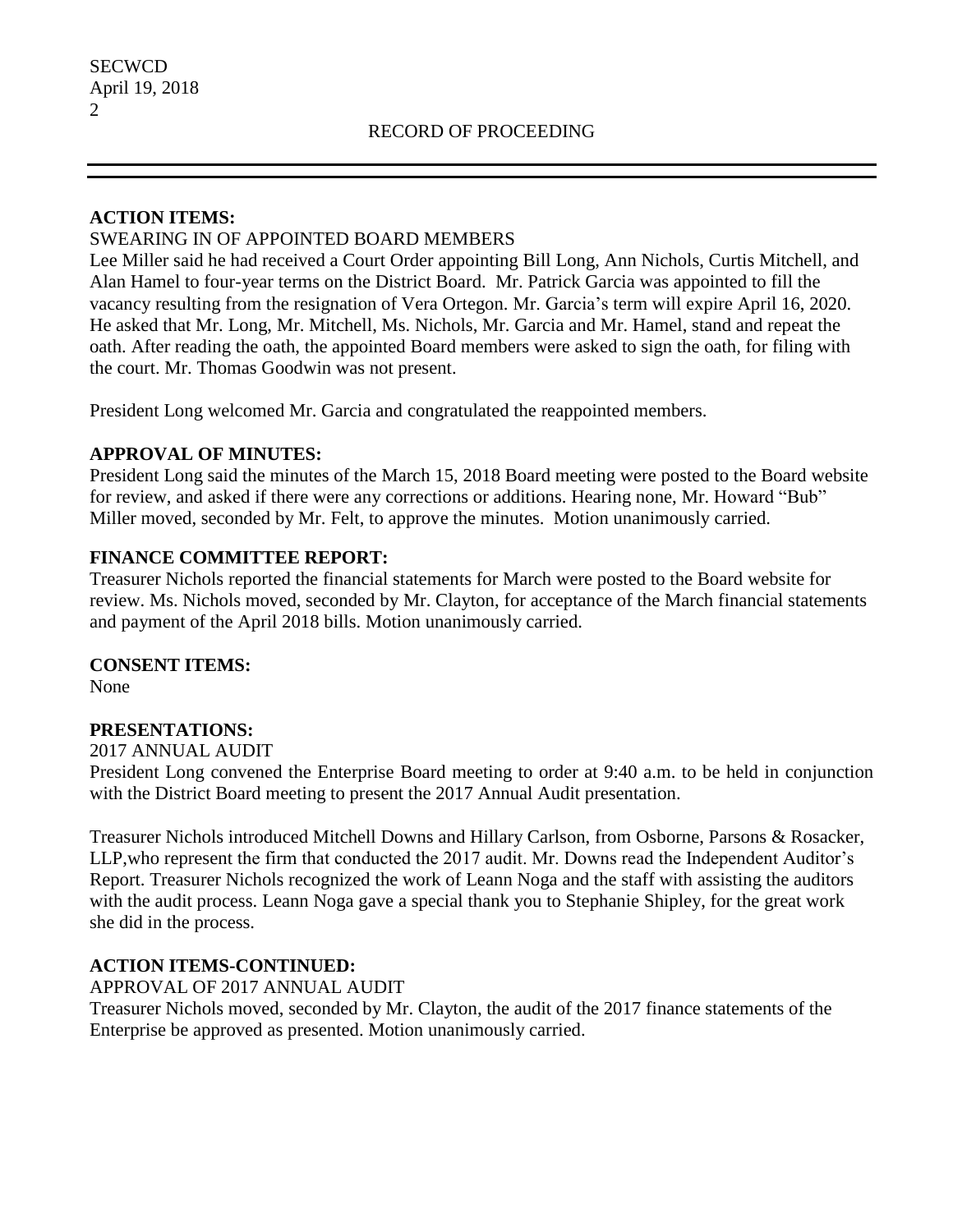RECORD OF PROCEEDING

**ACTION ITEMS:**

SWEARING IN OF APPOINTED BOARD MEMBERS

Lee Miller said he had received a Court Order appointing Bill Long, Ann Nichols, Curtis Mitchell, and Alan Hamel to four-year terms on the District Board. Mr. Patrick Garcia was appointed to fill the vacancy resulting from the resignation of Vera Ortegon. Mr. Garcia's term will expire April 16, 2020. He asked that Mr. Long, Mr. Mitchell, Ms. Nichols, Mr. Garcia and Mr. Hamel, stand and repeat the oath. After reading the oath, the appointed Board members were asked to sign the oath, for filing with the court. Mr. Thomas Goodwin was not present.

President Long welcomed Mr. Garcia and congratulated the reappointed members.

**APPROVAL OF MINUTES:**

President Long said the minutes of the March 15, 2018 Board meeting were posted to the Board website for review, and asked if there were any corrections or additions. Hearing none, Mr. Howard "Bub" Miller moved, seconded by Mr. Felt, to approve the minutes. Motion unanimously carried.

**FINANCE COMMITTEE REPORT:**

Treasurer Nichols reported the financial statements for March were posted to the Board website for review. Ms. Nichols moved, seconded by Mr. Clayton, for acceptance of the March financial statements and payment of the April 2018 bills. Motion unanimously carried.

**CONSENT ITEMS:**

None

**PRESENTATIONS:**

2017 ANNUAL AUDIT

President Long convened the Enterprise Board meeting to order at 9:40 a.m. to be held in conjunction with the District Board meeting to present the 2017 Annual Audit presentation.

Treasurer Nichols introduced Mitchell Downs and Hillary Carlson, from Osborne, Parsons & Rosacker, LLP,who represent the firm that conducted the 2017 audit. Mr. Downs read the Independent Auditor's Report. Treasurer Nichols recognized the work of Leann Noga and the staff with assisting the auditors with the audit process. Leann Noga gave a special thank you to Stephanie Shipley, for the great work she did in the process.

**ACTION ITEMS-CONTINUED:**

APPROVAL OF 2017 ANNUAL AUDIT

Treasurer Nichols moved, seconded by Mr. Clayton, the audit of the 2017 finance statements of the Enterprise be approved as presented. Motion unanimously carried.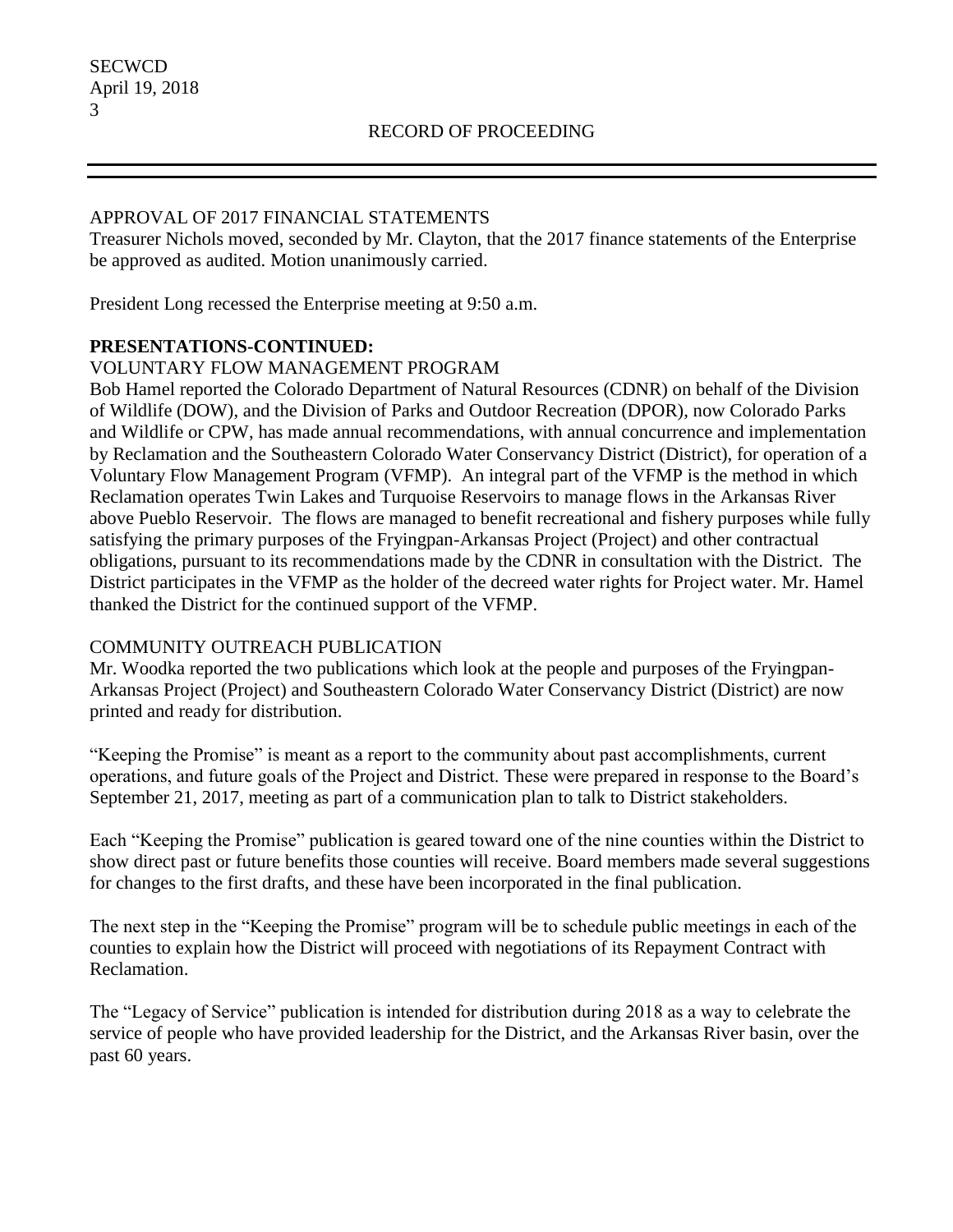APPROVAL OF 2017 FINANCIAL STATEMENTS

Treasurer Nichols moved, seconded by Mr. Clayton, that the 2017 finance statements of the Enterprise be approved as audited. Motion unanimously carried.

President Long recessed the Enterprise meeting at 9:50 a.m.

**PRESENTATIONS-CONTINUED:**

VOLUNTARY FLOW MANAGEMENT PROGRAM

Bob Hamel reported the Colorado Department of Natural Resources (CDNR) on behalf of the Division of Wildlife (DOW), and the Division of Parks and Outdoor Recreation (DPOR), now Colorado Parks and Wildlife or CPW, has made annual recommendations, with annual concurrence and implementation by Reclamation and the Southeastern Colorado Water Conservancy District (District), for operation of a Voluntary Flow Management Program (VFMP). An integral part of the VFMP is the method in which Reclamation operates Twin Lakes and Turquoise Reservoirs to manage flows in the Arkansas River above Pueblo Reservoir. The flows are managed to benefit recreational and fishery purposes while fully satisfying the primary purposes of the Fryingpan-Arkansas Project (Project) and other contractual obligations, pursuant to its recommendations made by the CDNR in consultation with the District. The District participates in the VFMP as the holder of the decreed water rights for Project water. Mr. Hamel thanked the District for the continued support of the VFMP.

COMMUNITY OUTREACH PUBLICATION

Mr. Woodka reported the two publications which look at the people and purposes of the Fryingpan-Arkansas Project (Project) and Southeastern Colorado Water Conservancy District (District) are now printed and ready for distribution.

"Keeping the Promise" is meant as a report to the community about past accomplishments, current operations, and future goals of the Project and District. These were prepared in response to the Board's September 21, 2017, meeting as part of a communication plan to talk to District stakeholders.

Each "Keeping the Promise" publication is geared toward one of the nine counties within the District to show direct past or future benefits those counties will receive. Board members made several suggestions for changes to the first drafts, and these have been incorporated in the final publication.

The next step in the "Keeping the Promise" program will be to schedule public meetings in each of the counties to explain how the District will proceed with negotiations of its Repayment Contract with Reclamation.

The "Legacy of Service" publication is intended for distribution during 2018 as a way to celebrate the service of people who have provided leadership for the District, and the Arkansas River basin, over the past 60 years.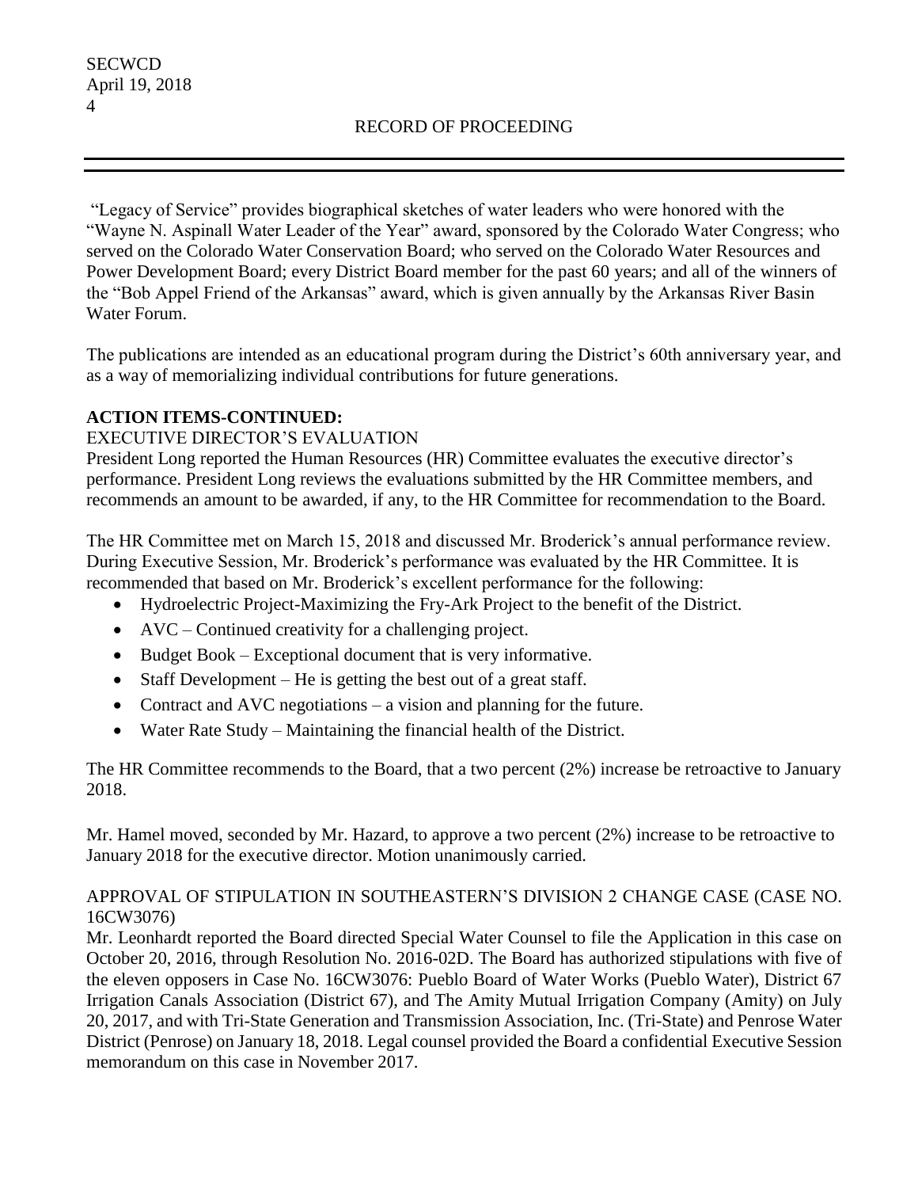"Legacy of Service" provides biographical sketches of water leaders who were honored with the "Wayne N. Aspinall Water Leader of the Year" award, sponsored by the Colorado Water Congress; who served on the Colorado Water Conservation Board; who served on the Colorado Water Resources and Power Development Board; every District Board member for the past 60 years; and all of the winners of the "Bob Appel Friend of the Arkansas" award, which is given annually by the Arkansas River Basin Water Forum.

The publications are intended as an educational program during the District's 60th anniversary year, and as a way of memorializing individual contributions for future generations.

**ACTION ITEMS-CONTINUED:**

EXECUTIVE DIRECTOR'S EVALUATION

President Long reported the Human Resources (HR) Committee evaluates the executive director's performance. President Long reviews the evaluations submitted by the HR Committee members, and recommends an amount to be awarded, if any, to the HR Committee for recommendation to the Board.

The HR Committee met on March 15, 2018 and discussed Mr. Broderick's annual performance review. During Executive Session, Mr. Broderick's performance was evaluated by the HR Committee. It is recommended that based on Mr. Broderick's excellent performance for the following:

- Hydroelectric Project-Maximizing the Fry-Ark Project to the benefit of the District.
- AVC – Continued creativity for a challenging project.
- Budget Book – Exceptional document that is very informative.
- Staff Development – He is getting the best out of a great staff.
- Contract and AVC negotiations – a vision and planning for the future.
- Water Rate Study – Maintaining the financial health of the District.

The HR Committee recommends to the Board, that a two percent (2%) increase be retroactive to January 2018.

Mr. Hamel moved, seconded by Mr. Hazard, to approve a two percent (2%) increase to be retroactive to January 2018 for the executive director. Motion unanimously carried.

APPROVAL OF STIPULATION IN SOUTHEASTERN'S DIVISION 2 CHANGE CASE (CASE NO. 16CW3076)

Mr. Leonhardt reported the Board directed Special Water Counsel to file the Application in this case on October 20, 2016, through Resolution No. 2016-02D. The Board has authorized stipulations with five of the eleven opposers in Case No. 16CW3076: Pueblo Board of Water Works (Pueblo Water), District 67 Irrigation Canals Association (District 67), and The Amity Mutual Irrigation Company (Amity) on July 20, 2017, and with Tri-State Generation and Transmission Association, Inc. (Tri-State) and Penrose Water District (Penrose) on January 18, 2018. Legal counsel provided the Board a confidential Executive Session memorandum on this case in November 2017.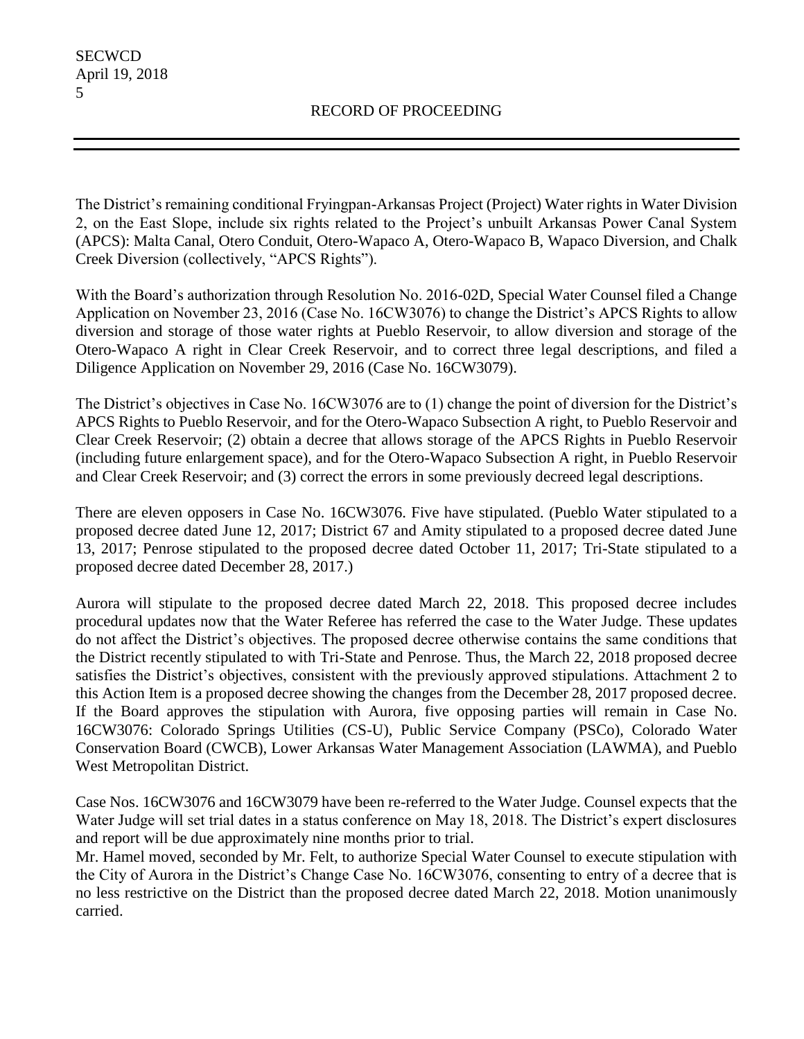The District's remaining conditional Fryingpan-Arkansas Project (Project) Water rights in Water Division 2, on the East Slope, include six rights related to the Project's unbuilt Arkansas Power Canal System (APCS): Malta Canal, Otero Conduit, Otero-Wapaco A, Otero-Wapaco B, Wapaco Diversion, and Chalk Creek Diversion (collectively, "APCS Rights").

With the Board's authorization through Resolution No. 2016-02D, Special Water Counsel filed a Change Application on November 23, 2016 (Case No. 16CW3076) to change the District's APCS Rights to allow diversion and storage of those water rights at Pueblo Reservoir, to allow diversion and storage of the Otero-Wapaco A right in Clear Creek Reservoir, and to correct three legal descriptions, and filed a Diligence Application on November 29, 2016 (Case No. 16CW3079).

The District's objectives in Case No. 16CW3076 are to (1) change the point of diversion for the District's APCS Rights to Pueblo Reservoir, and for the Otero-Wapaco Subsection A right, to Pueblo Reservoir and Clear Creek Reservoir; (2) obtain a decree that allows storage of the APCS Rights in Pueblo Reservoir (including future enlargement space), and for the Otero-Wapaco Subsection A right, in Pueblo Reservoir and Clear Creek Reservoir; and (3) correct the errors in some previously decreed legal descriptions.

There are eleven opposers in Case No. 16CW3076. Five have stipulated. (Pueblo Water stipulated to a proposed decree dated June 12, 2017; District 67 and Amity stipulated to a proposed decree dated June 13, 2017; Penrose stipulated to the proposed decree dated October 11, 2017; Tri-State stipulated to a proposed decree dated December 28, 2017.)

Aurora will stipulate to the proposed decree dated March 22, 2018. This proposed decree includes procedural updates now that the Water Referee has referred the case to the Water Judge. These updates do not affect the District's objectives. The proposed decree otherwise contains the same conditions that the District recently stipulated to with Tri-State and Penrose. Thus, the March 22, 2018 proposed decree satisfies the District's objectives, consistent with the previously approved stipulations. Attachment 2 to this Action Item is a proposed decree showing the changes from the December 28, 2017 proposed decree. If the Board approves the stipulation with Aurora, five opposing parties will remain in Case No. 16CW3076: Colorado Springs Utilities (CS-U), Public Service Company (PSCo), Colorado Water Conservation Board (CWCB), Lower Arkansas Water Management Association (LAWMA), and Pueblo West Metropolitan District.

Case Nos. 16CW3076 and 16CW3079 have been re-referred to the Water Judge. Counsel expects that the Water Judge will set trial dates in a status conference on May 18, 2018. The District's expert disclosures and report will be due approximately nine months prior to trial.

Mr. Hamel moved, seconded by Mr. Felt, to authorize Special Water Counsel to execute stipulation with the City of Aurora in the District's Change Case No. 16CW3076, consenting to entry of a decree that is no less restrictive on the District than the proposed decree dated March 22, 2018. Motion unanimously carried.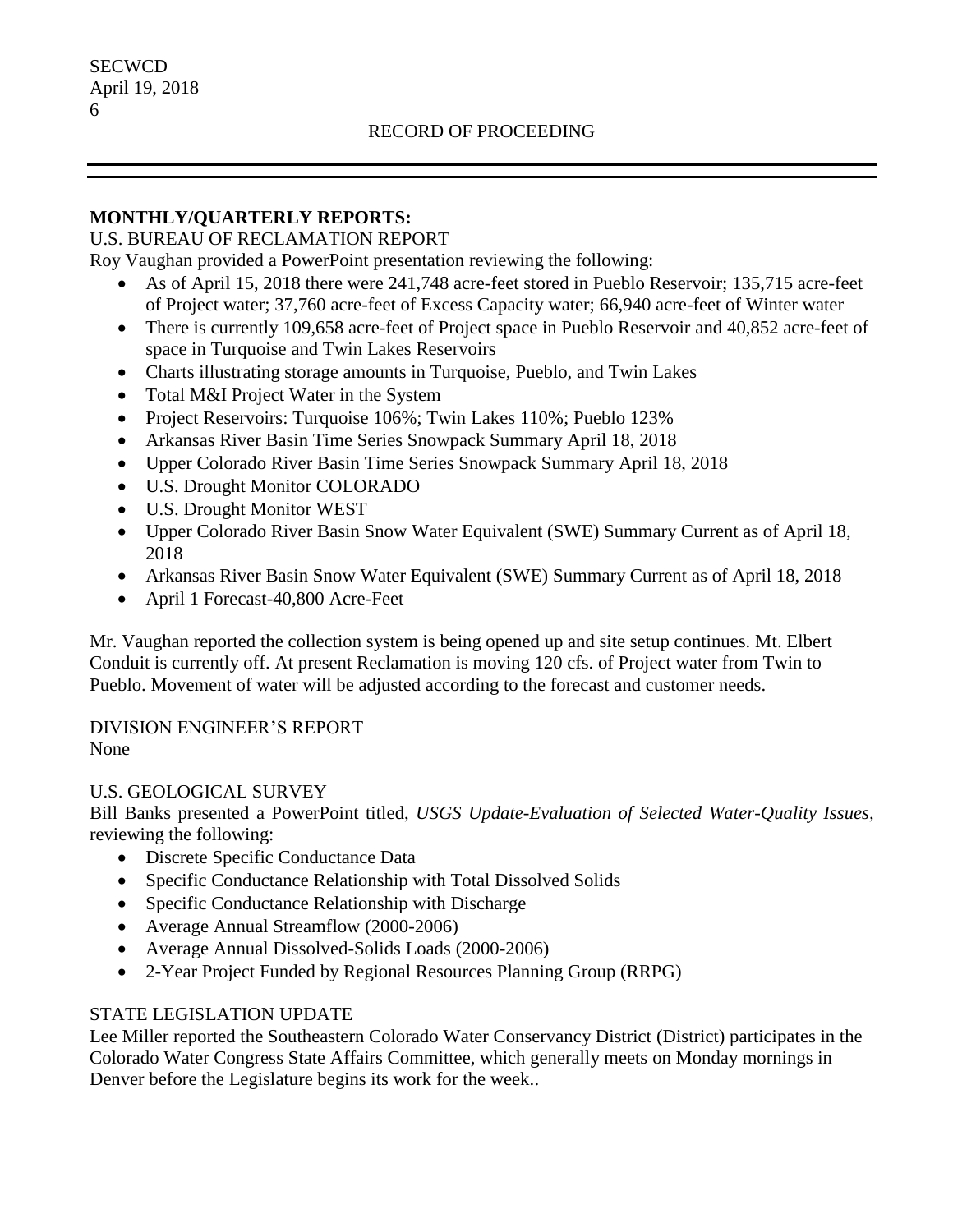**MONTHLY/QUARTERLY REPORTS:**

U.S. BUREAU OF RECLAMATION REPORT

Roy Vaughan provided a PowerPoint presentation reviewing the following:

- As of April 15, 2018 there were 241,748 acre-feet stored in Pueblo Reservoir; 135,715 acre-feet of Project water; 37,760 acre-feet of Excess Capacity water; 66,940 acre-feet of Winter water
- There is currently 109,658 acre-feet of Project space in Pueblo Reservoir and 40,852 acre-feet of space in Turquoise and Twin Lakes Reservoirs
- Charts illustrating storage amounts in Turquoise, Pueblo, and Twin Lakes
- Total M&I Project Water in the System
- Project Reservoirs: Turquoise 106%; Twin Lakes 110%; Pueblo 123%
- Arkansas River Basin Time Series Snowpack Summary April 18, 2018
- Upper Colorado River Basin Time Series Snowpack Summary April 18, 2018
- U.S. Drought Monitor COLORADO
- U.S. Drought Monitor WEST
- Upper Colorado River Basin Snow Water Equivalent (SWE) Summary Current as of April 18, 2018
- Arkansas River Basin Snow Water Equivalent (SWE) Summary Current as of April 18, 2018
- April 1 Forecast-40,800 Acre-Feet

Mr. Vaughan reported the collection system is being opened up and site setup continues. Mt. Elbert Conduit is currently off. At present Reclamation is moving 120 cfs. of Project water from Twin to Pueblo. Movement of water will be adjusted according to the forecast and customer needs.

DIVISION ENGINEER'S REPORT

None

U.S. GEOLOGICAL SURVEY

Bill Banks presented a PowerPoint titled, *USGS Update-Evaluation of Selected Water-Quality Issues*, reviewing the following:

- Discrete Specific Conductance Data
- Specific Conductance Relationship with Total Dissolved Solids
- Specific Conductance Relationship with Discharge
- Average Annual Streamflow (2000-2006)
- Average Annual Dissolved-Solids Loads (2000-2006)
- 2-Year Project Funded by Regional Resources Planning Group (RRPG)

STATE LEGISLATION UPDATE

Lee Miller reported the Southeastern Colorado Water Conservancy District (District) participates in the Colorado Water Congress State Affairs Committee, which generally meets on Monday mornings in Denver before the Legislature begins its work for the week..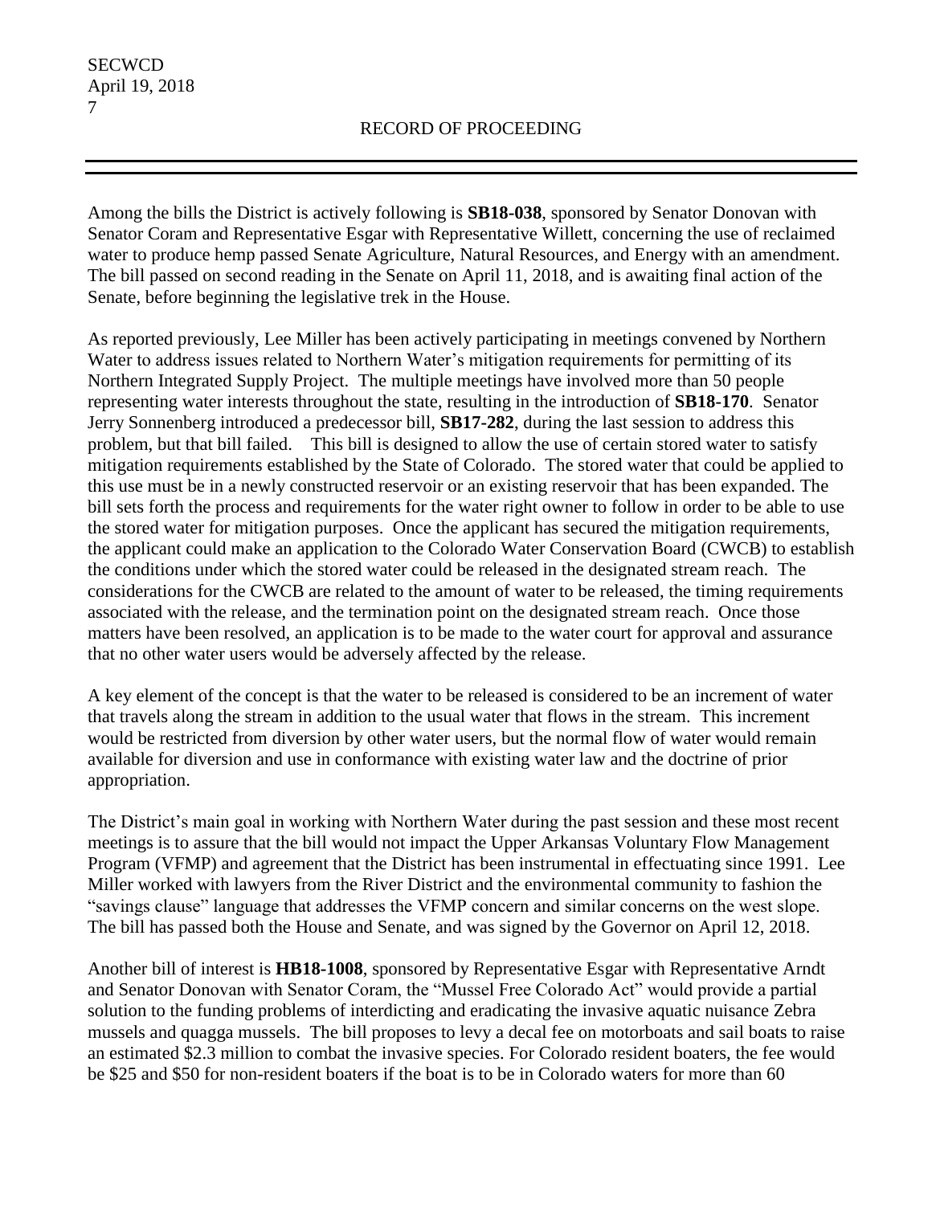Among the bills the District is actively following is **SB18-038**, sponsored by Senator Donovan with Senator Coram and Representative Esgar with Representative Willett, concerning the use of reclaimed water to produce hemp passed Senate Agriculture, Natural Resources, and Energy with an amendment. The bill passed on second reading in the Senate on April 11, 2018, and is awaiting final action of the Senate, before beginning the legislative trek in the House.

As reported previously, Lee Miller has been actively participating in meetings convened by Northern Water to address issues related to Northern Water's mitigation requirements for permitting of its Northern Integrated Supply Project. The multiple meetings have involved more than 50 people representing water interests throughout the state, resulting in the introduction of **SB18-170**. Senator Jerry Sonnenberg introduced a predecessor bill, **SB17-282**, during the last session to address this problem, but that bill failed. This bill is designed to allow the use of certain stored water to satisfy mitigation requirements established by the State of Colorado. The stored water that could be applied to this use must be in a newly constructed reservoir or an existing reservoir that has been expanded. The bill sets forth the process and requirements for the water right owner to follow in order to be able to use the stored water for mitigation purposes. Once the applicant has secured the mitigation requirements, the applicant could make an application to the Colorado Water Conservation Board (CWCB) to establish the conditions under which the stored water could be released in the designated stream reach. The considerations for the CWCB are related to the amount of water to be released, the timing requirements associated with the release, and the termination point on the designated stream reach. Once those matters have been resolved, an application is to be made to the water court for approval and assurance that no other water users would be adversely affected by the release.

A key element of the concept is that the water to be released is considered to be an increment of water that travels along the stream in addition to the usual water that flows in the stream. This increment would be restricted from diversion by other water users, but the normal flow of water would remain available for diversion and use in conformance with existing water law and the doctrine of prior appropriation.

The District's main goal in working with Northern Water during the past session and these most recent meetings is to assure that the bill would not impact the Upper Arkansas Voluntary Flow Management Program (VFMP) and agreement that the District has been instrumental in effectuating since 1991. Lee Miller worked with lawyers from the River District and the environmental community to fashion the "savings clause" language that addresses the VFMP concern and similar concerns on the west slope. The bill has passed both the House and Senate, and was signed by the Governor on April 12, 2018.

Another bill of interest is **HB18-1008**, sponsored by Representative Esgar with Representative Arndt and Senator Donovan with Senator Coram, the "Mussel Free Colorado Act" would provide a partial solution to the funding problems of interdicting and eradicating the invasive aquatic nuisance Zebra mussels and quagga mussels. The bill proposes to levy a decal fee on motorboats and sail boats to raise an estimated \$2.3 million to combat the invasive species. For Colorado resident boaters, the fee would be \$25 and \$50 for non-resident boaters if the boat is to be in Colorado waters for more than 60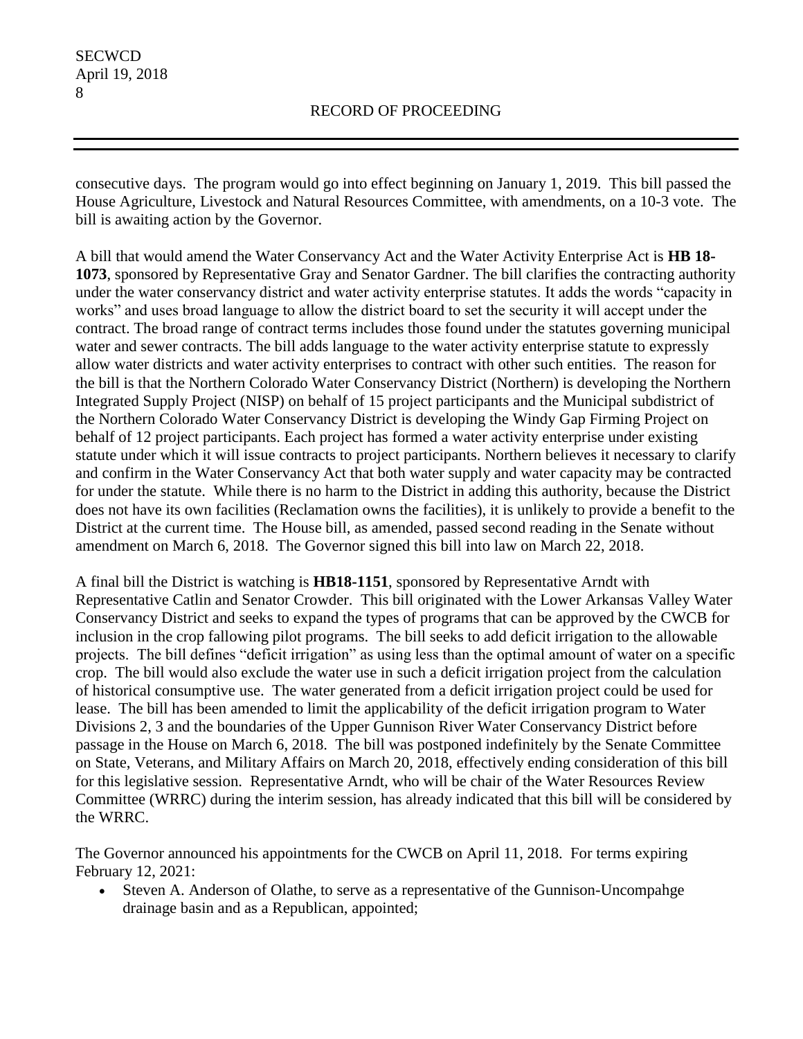consecutive days. The program would go into effect beginning on January 1, 2019. This bill passed the House Agriculture, Livestock and Natural Resources Committee, with amendments, on a 10-3 vote. The bill is awaiting action by the Governor.

A bill that would amend the Water Conservancy Act and the Water Activity Enterprise Act is **HB 18-1073**, sponsored by Representative Gray and Senator Gardner. The bill clarifies the contracting authority under the water conservancy district and water activity enterprise statutes. It adds the words "capacity in works" and uses broad language to allow the district board to set the security it will accept under the contract. The broad range of contract terms includes those found under the statutes governing municipal water and sewer contracts. The bill adds language to the water activity enterprise statute to expressly allow water districts and water activity enterprises to contract with other such entities. The reason for the bill is that the Northern Colorado Water Conservancy District (Northern) is developing the Northern Integrated Supply Project (NISP) on behalf of 15 project participants and the Municipal subdistrict of the Northern Colorado Water Conservancy District is developing the Windy Gap Firming Project on behalf of 12 project participants. Each project has formed a water activity enterprise under existing statute under which it will issue contracts to project participants. Northern believes it necessary to clarify and confirm in the Water Conservancy Act that both water supply and water capacity may be contracted for under the statute. While there is no harm to the District in adding this authority, because the District does not have its own facilities (Reclamation owns the facilities), it is unlikely to provide a benefit to the District at the current time. The House bill, as amended, passed second reading in the Senate without amendment on March 6, 2018. The Governor signed this bill into law on March 22, 2018.

A final bill the District is watching is **HB18-1151**, sponsored by Representative Arndt with Representative Catlin and Senator Crowder. This bill originated with the Lower Arkansas Valley Water Conservancy District and seeks to expand the types of programs that can be approved by the CWCB for inclusion in the crop fallowing pilot programs. The bill seeks to add deficit irrigation to the allowable projects. The bill defines "deficit irrigation" as using less than the optimal amount of water on a specific crop. The bill would also exclude the water use in such a deficit irrigation project from the calculation of historical consumptive use. The water generated from a deficit irrigation project could be used for lease. The bill has been amended to limit the applicability of the deficit irrigation program to Water Divisions 2, 3 and the boundaries of the Upper Gunnison River Water Conservancy District before passage in the House on March 6, 2018. The bill was postponed indefinitely by the Senate Committee on State, Veterans, and Military Affairs on March 20, 2018, effectively ending consideration of this bill for this legislative session. Representative Arndt, who will be chair of the Water Resources Review Committee (WRRC) during the interim session, has already indicated that this bill will be considered by the WRRC.

The Governor announced his appointments for the CWCB on April 11, 2018. For terms expiring February 12, 2021:

- Steven A. Anderson of Olathe, to serve as a representative of the Gunnison-Uncompahge drainage basin and as a Republican, appointed;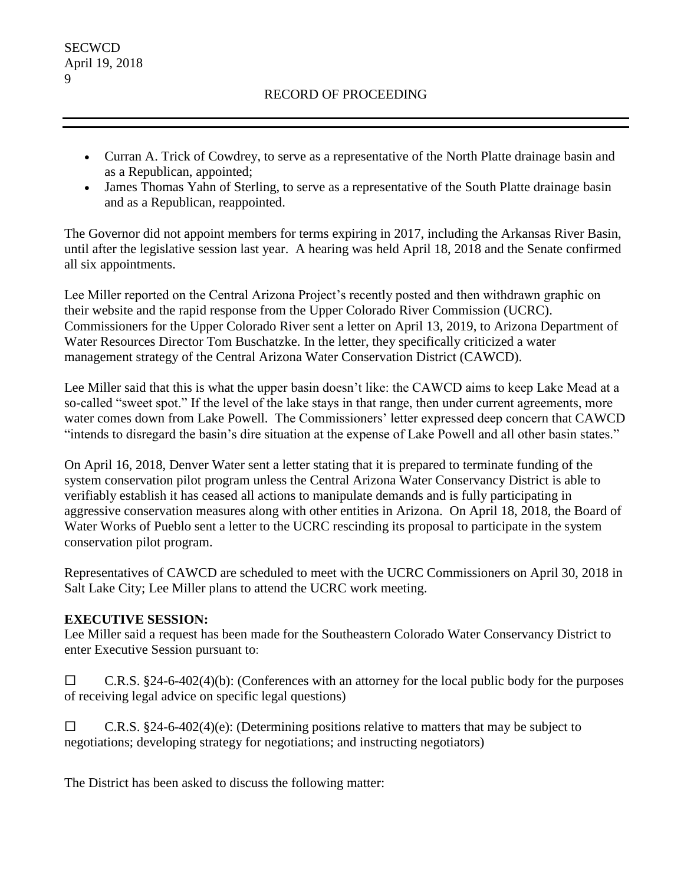- Curran A. Trick of Cowdrey, to serve as a representative of the North Platte drainage basin and as a Republican, appointed;
- James Thomas Yahn of Sterling, to serve as a representative of the South Platte drainage basin and as a Republican, reappointed.

The Governor did not appoint members for terms expiring in 2017, including the Arkansas River Basin, until after the legislative session last year. A hearing was held April 18, 2018 and the Senate confirmed all six appointments.

Lee Miller reported on the Central Arizona Project's recently posted and then withdrawn graphic on their website and the rapid response from the Upper Colorado River Commission (UCRC). Commissioners for the Upper Colorado River sent a letter on April 13, 2019, to Arizona Department of Water Resources Director Tom Buschatzke. In the letter, they specifically criticized a water management strategy of the Central Arizona Water Conservation District (CAWCD).

Lee Miller said that this is what the upper basin doesn't like: the CAWCD aims to keep Lake Mead at a so-called "sweet spot." If the level of the lake stays in that range, then under current agreements, more water comes down from Lake Powell. The Commissioners' letter expressed deep concern that CAWCD "intends to disregard the basin's dire situation at the expense of Lake Powell and all other basin states."

On April 16, 2018, Denver Water sent a letter stating that it is prepared to terminate funding of the system conservation pilot program unless the Central Arizona Water Conservancy District is able to verifiably establish it has ceased all actions to manipulate demands and is fully participating in aggressive conservation measures along with other entities in Arizona. On April 18, 2018, the Board of Water Works of Pueblo sent a letter to the UCRC rescinding its proposal to participate in the system conservation pilot program.

Representatives of CAWCD are scheduled to meet with the UCRC Commissioners on April 30, 2018 in Salt Lake City; Lee Miller plans to attend the UCRC work meeting.

**EXECUTIVE SESSION:**
Lee Miller said a request has been made for the Southeastern Colorado Water Conservancy District to enter Executive Session pursuant to:

☐ C.R.S. §24-6-402(4)(b): (Conferences with an attorney for the local public body for the purposes of receiving legal advice on specific legal questions)

☐ C.R.S. §24-6-402(4)(e): (Determining positions relative to matters that may be subject to negotiations; developing strategy for negotiations; and instructing negotiators)

The District has been asked to discuss the following matter: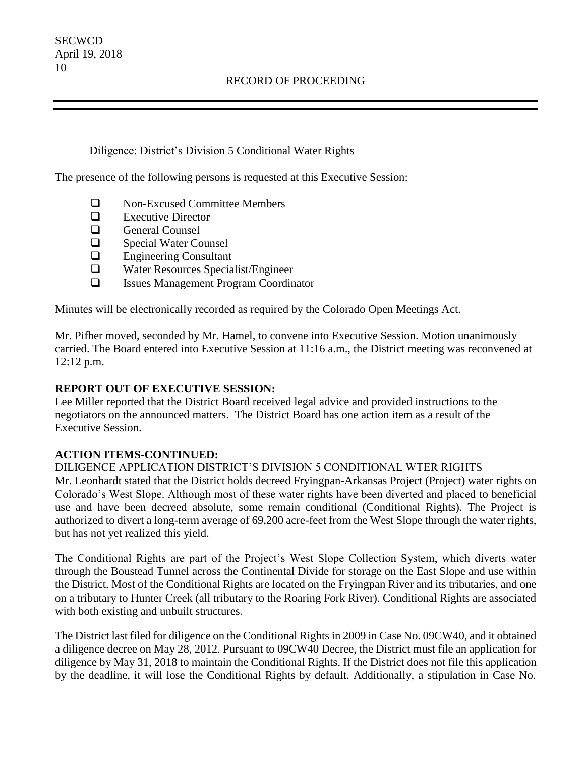Diligence: District's Division 5 Conditional Water Rights

The presence of the following persons is requested at this Executive Session:

- ❑ Non-Excused Committee Members
- ❑ Executive Director
- ❑ General Counsel
- ❑ Special Water Counsel
- ❑ Engineering Consultant
- ❑ Water Resources Specialist/Engineer
- ❑ Issues Management Program Coordinator

Minutes will be electronically recorded as required by the Colorado Open Meetings Act.

Mr. Pifher moved, seconded by Mr. Hamel, to convene into Executive Session. Motion unanimously carried. The Board entered into Executive Session at 11:16 a.m., the District meeting was reconvened at 12:12 p.m.

**REPORT OUT OF EXECUTIVE SESSION:**
Lee Miller reported that the District Board received legal advice and provided instructions to the negotiators on the announced matters. The District Board has one action item as a result of the Executive Session.

**ACTION ITEMS-CONTINUED:**

DILIGENCE APPLICATION DISTRICT'S DIVISION 5 CONDITIONAL WTER RIGHTS

Mr. Leonhardt stated that the District holds decreed Fryingpan-Arkansas Project (Project) water rights on Colorado's West Slope. Although most of these water rights have been diverted and placed to beneficial use and have been decreed absolute, some remain conditional (Conditional Rights). The Project is authorized to divert a long-term average of 69,200 acre-feet from the West Slope through the water rights, but has not yet realized this yield.

The Conditional Rights are part of the Project's West Slope Collection System, which diverts water through the Boustead Tunnel across the Continental Divide for storage on the East Slope and use within the District. Most of the Conditional Rights are located on the Fryingpan River and its tributaries, and one on a tributary to Hunter Creek (all tributary to the Roaring Fork River). Conditional Rights are associated with both existing and unbuilt structures.

The District last filed for diligence on the Conditional Rights in 2009 in Case No. 09CW40, and it obtained a diligence decree on May 28, 2012. Pursuant to 09CW40 Decree, the District must file an application for diligence by May 31, 2018 to maintain the Conditional Rights. If the District does not file this application by the deadline, it will lose the Conditional Rights by default. Additionally, a stipulation in Case No.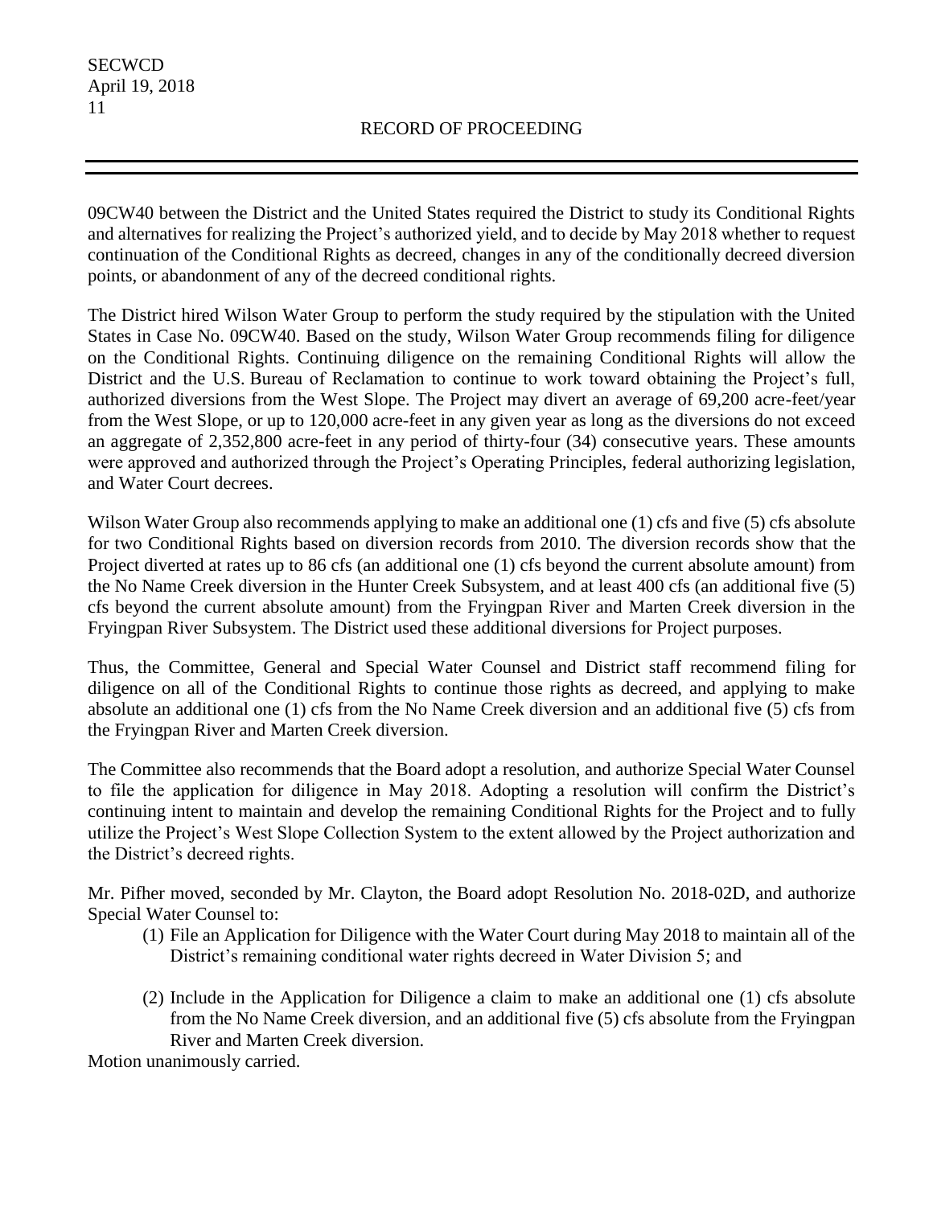09CW40 between the District and the United States required the District to study its Conditional Rights and alternatives for realizing the Project's authorized yield, and to decide by May 2018 whether to request continuation of the Conditional Rights as decreed, changes in any of the conditionally decreed diversion points, or abandonment of any of the decreed conditional rights.

The District hired Wilson Water Group to perform the study required by the stipulation with the United States in Case No. 09CW40. Based on the study, Wilson Water Group recommends filing for diligence on the Conditional Rights. Continuing diligence on the remaining Conditional Rights will allow the District and the U.S. Bureau of Reclamation to continue to work toward obtaining the Project's full, authorized diversions from the West Slope. The Project may divert an average of 69,200 acre-feet/year from the West Slope, or up to 120,000 acre-feet in any given year as long as the diversions do not exceed an aggregate of 2,352,800 acre-feet in any period of thirty-four (34) consecutive years. These amounts were approved and authorized through the Project's Operating Principles, federal authorizing legislation, and Water Court decrees.

Wilson Water Group also recommends applying to make an additional one (1) cfs and five (5) cfs absolute for two Conditional Rights based on diversion records from 2010. The diversion records show that the Project diverted at rates up to 86 cfs (an additional one (1) cfs beyond the current absolute amount) from the No Name Creek diversion in the Hunter Creek Subsystem, and at least 400 cfs (an additional five (5) cfs beyond the current absolute amount) from the Fryingpan River and Marten Creek diversion in the Fryingpan River Subsystem. The District used these additional diversions for Project purposes.

Thus, the Committee, General and Special Water Counsel and District staff recommend filing for diligence on all of the Conditional Rights to continue those rights as decreed, and applying to make absolute an additional one (1) cfs from the No Name Creek diversion and an additional five (5) cfs from the Fryingpan River and Marten Creek diversion.

The Committee also recommends that the Board adopt a resolution, and authorize Special Water Counsel to file the application for diligence in May 2018. Adopting a resolution will confirm the District's continuing intent to maintain and develop the remaining Conditional Rights for the Project and to fully utilize the Project's West Slope Collection System to the extent allowed by the Project authorization and the District's decreed rights.

Mr. Pifher moved, seconded by Mr. Clayton, the Board adopt Resolution No. 2018-02D, and authorize Special Water Counsel to:

(1) File an Application for Diligence with the Water Court during May 2018 to maintain all of the District's remaining conditional water rights decreed in Water Division 5; and

(2) Include in the Application for Diligence a claim to make an additional one (1) cfs absolute from the No Name Creek diversion, and an additional five (5) cfs absolute from the Fryingpan River and Marten Creek diversion.

Motion unanimously carried.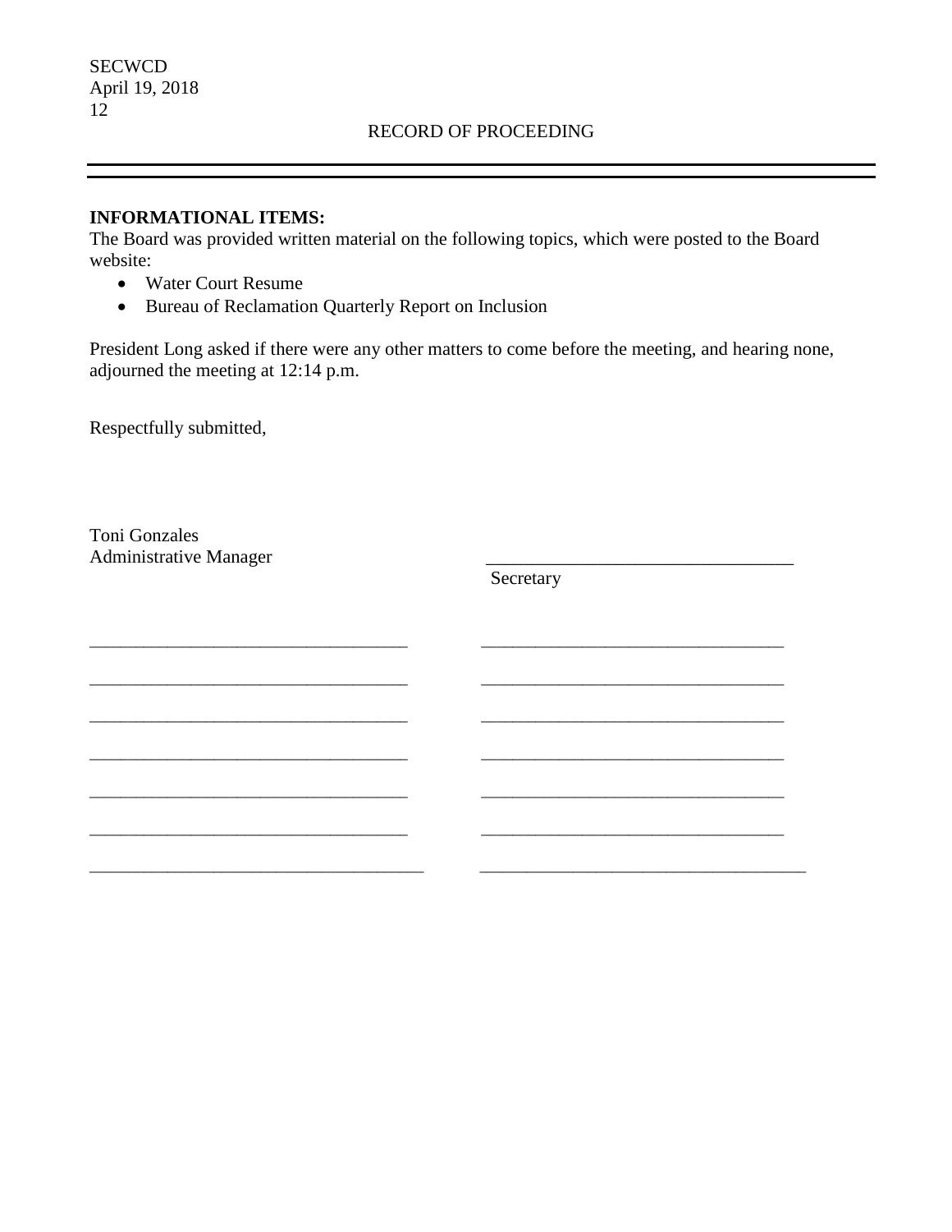**INFORMATIONAL ITEMS:**

The Board was provided written material on the following topics, which were posted to the Board website:

- Water Court Resume
- Bureau of Reclamation Quarterly Report on Inclusion

President Long asked if there were any other matters to come before the meeting, and hearing none, adjourned the meeting at 12:14 p.m.

Respectfully submitted,

Toni Gonzales
Administrative Manager

\_\_\_\_\_\_\_\_\_\_\_\_\_\_\_\_\_\_\_\_\_\_\_\_\_\_\_\_\_\_\_\_\_\_
Secretary

| | |
|---|---|
| \_\_\_\_\_\_\_\_\_\_\_\_\_\_\_\_\_\_\_\_\_\_\_\_\_\_\_\_\_\_\_\_\_\_ | \_\_\_\_\_\_\_\_\_\_\_\_\_\_\_\_\_\_\_\_\_\_\_\_\_\_\_\_\_\_\_\_\_\_ |
| \_\_\_\_\_\_\_\_\_\_\_\_\_\_\_\_\_\_\_\_\_\_\_\_\_\_\_\_\_\_\_\_\_\_ | \_\_\_\_\_\_\_\_\_\_\_\_\_\_\_\_\_\_\_\_\_\_\_\_\_\_\_\_\_\_\_\_\_\_ |
| \_\_\_\_\_\_\_\_\_\_\_\_\_\_\_\_\_\_\_\_\_\_\_\_\_\_\_\_\_\_\_\_\_\_ | \_\_\_\_\_\_\_\_\_\_\_\_\_\_\_\_\_\_\_\_\_\_\_\_\_\_\_\_\_\_\_\_\_\_ |
| \_\_\_\_\_\_\_\_\_\_\_\_\_\_\_\_\_\_\_\_\_\_\_\_\_\_\_\_\_\_\_\_\_\_ | \_\_\_\_\_\_\_\_\_\_\_\_\_\_\_\_\_\_\_\_\_\_\_\_\_\_\_\_\_\_\_\_\_\_ |
| \_\_\_\_\_\_\_\_\_\_\_\_\_\_\_\_\_\_\_\_\_\_\_\_\_\_\_\_\_\_\_\_\_\_ | \_\_\_\_\_\_\_\_\_\_\_\_\_\_\_\_\_\_\_\_\_\_\_\_\_\_\_\_\_\_\_\_\_\_ |
| \_\_\_\_\_\_\_\_\_\_\_\_\_\_\_\_\_\_\_\_\_\_\_\_\_\_\_\_\_\_\_\_\_\_ | \_\_\_\_\_\_\_\_\_\_\_\_\_\_\_\_\_\_\_\_\_\_\_\_\_\_\_\_\_\_\_\_\_\_ |
| \_\_\_\_\_\_\_\_\_\_\_\_\_\_\_\_\_\_\_\_\_\_\_\_\_\_\_\_\_\_\_\_\_\_ | \_\_\_\_\_\_\_\_\_\_\_\_\_\_\_\_\_\_\_\_\_\_\_\_\_\_\_\_\_\_\_\_\_\_ |